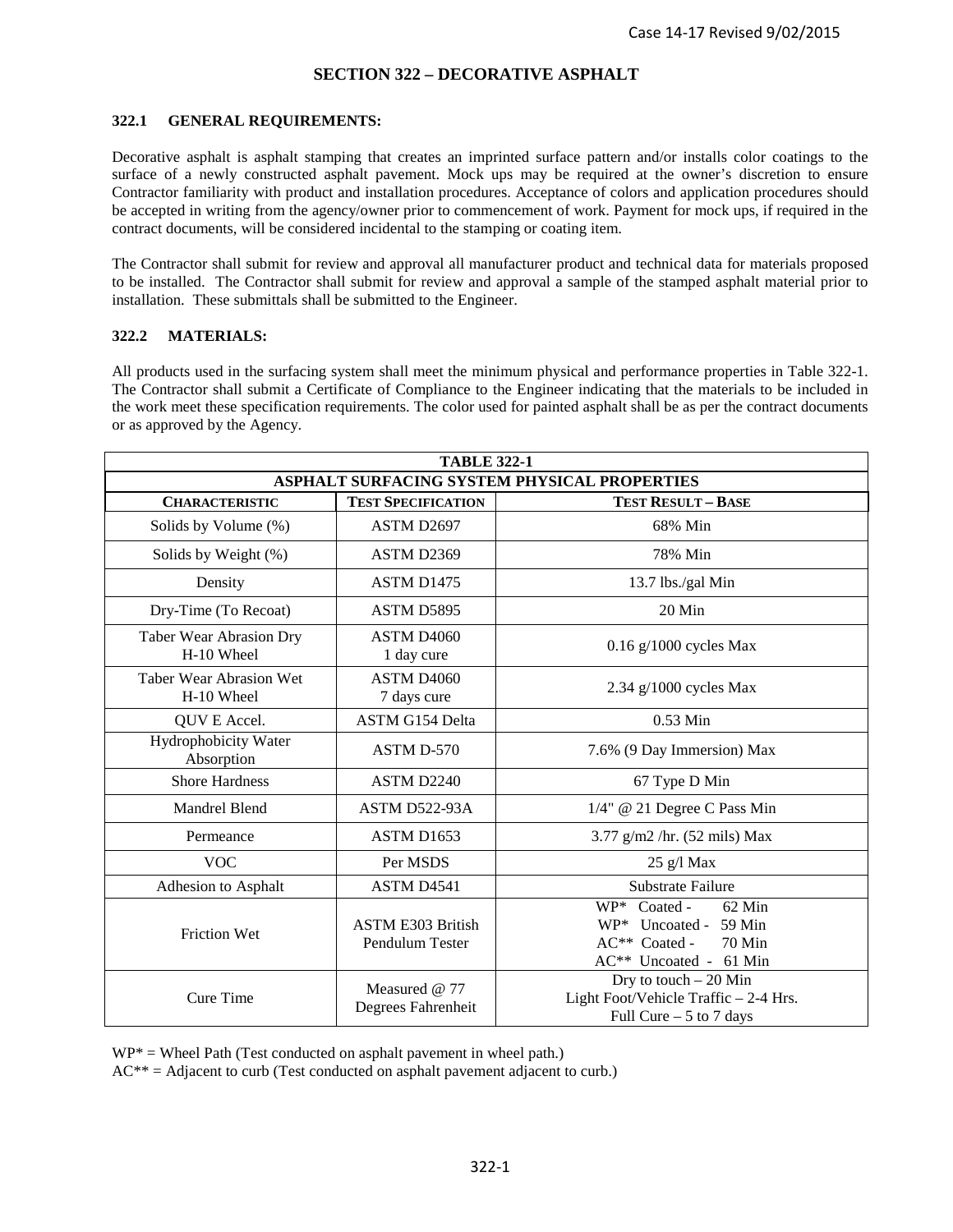# SECTION 322 – DECORATIVE ASPHALT

## 322.1 GENERAL REQUIREMENTS:

Decorative asphalt is asphalt stamping that creates an imprinted surface pattern and/or installs color coatings to the surface of a newly constructed asphalt pavement. Mock ups may be required at the owner's discretion to ensure Contractor familiarity with product and installation procedures. Acceptance of colors and application procedures should be accepted in writing from the agency/owner prior to commencement of work. Payment for mock ups, if required in the contract documents, will be considered incidental to the stamping or coating item.

The Contractor shall submit for review and approval all manufacturer product and technical data for materials proposed to be installed. The Contractor shall submit for review and approval a sample of the stamped asphalt material prior to installation. These submittals shall be submitted to the Engineer.

## 322.2 MATERIALS:

All products used in the surfacing system shall meet the minimum physical and performance properties in Table 322-1. The Contractor shall submit a Certificate of Compliance to the Engineer indicating that the materials to be included in the work meet these specification requirements. The color used for painted asphalt shall be as per the contract documents or as approved by the Agency.

**TABLE 322-1**
**ASPHALT SURFACING SYSTEM PHYSICAL PROPERTIES**

| CHARACTERISTIC | TEST SPECIFICATION | TEST RESULT – BASE |
|---|---|---|
| Solids by Volume (%) | ASTM D2697 | 68% Min |
| Solids by Weight (%) | ASTM D2369 | 78% Min |
| Density | ASTM D1475 | 13.7 lbs./gal Min |
| Dry-Time (To Recoat) | ASTM D5895 | 20 Min |
| Taber Wear Abrasion Dry H-10 Wheel | ASTM D4060 1 day cure | 0.16 g/1000 cycles Max |
| Taber Wear Abrasion Wet H-10 Wheel | ASTM D4060 7 days cure | 2.34 g/1000 cycles Max |
| QUV E Accel. | ASTM G154 Delta | 0.53 Min |
| Hydrophobicity Water Absorption | ASTM D-570 | 7.6% (9 Day Immersion) Max |
| Shore Hardness | ASTM D2240 | 67 Type D Min |
| Mandrel Blend | ASTM D522-93A | 1/4" @ 21 Degree C Pass Min |
| Permeance | ASTM D1653 | 3.77 g/m2 /hr. (52 mils) Max |
| VOC | Per MSDS | 25 g/l Max |
| Adhesion to Asphalt | ASTM D4541 | Substrate Failure |
| Friction Wet | ASTM E303 British Pendulum Tester | WP* Coated - 62 Min<br>WP* Uncoated - 59 Min<br>AC** Coated - 70 Min<br>AC** Uncoated - 61 Min |
| Cure Time | Measured @ 77 Degrees Fahrenheit | Dry to touch – 20 Min<br>Light Foot/Vehicle Traffic – 2-4 Hrs.<br>Full Cure – 5 to 7 days |

WP* = Wheel Path (Test conducted on asphalt pavement in wheel path.)
AC** = Adjacent to curb (Test conducted on asphalt pavement adjacent to curb.)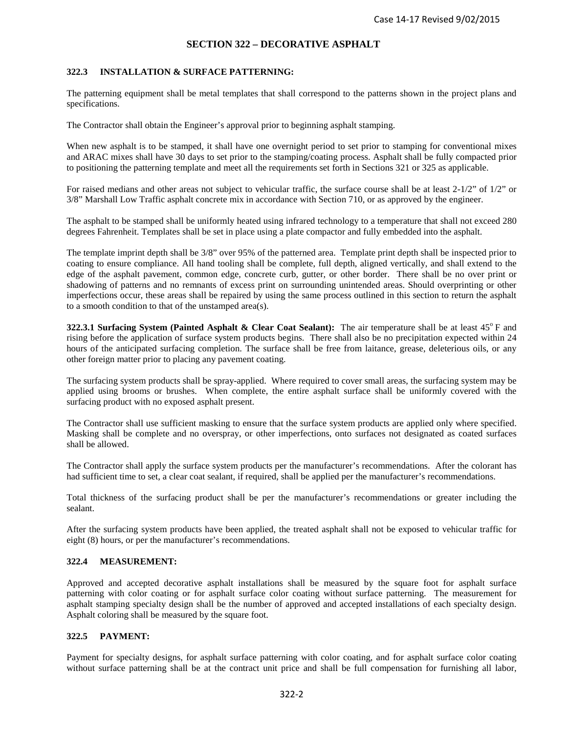## SECTION 322 – DECORATIVE ASPHALT

### 322.3 INSTALLATION & SURFACE PATTERNING:

The patterning equipment shall be metal templates that shall correspond to the patterns shown in the project plans and specifications.

The Contractor shall obtain the Engineer's approval prior to beginning asphalt stamping.

When new asphalt is to be stamped, it shall have one overnight period to set prior to stamping for conventional mixes and ARAC mixes shall have 30 days to set prior to the stamping/coating process. Asphalt shall be fully compacted prior to positioning the patterning template and meet all the requirements set forth in Sections 321 or 325 as applicable.

For raised medians and other areas not subject to vehicular traffic, the surface course shall be at least 2-1/2" of 1/2" or 3/8" Marshall Low Traffic asphalt concrete mix in accordance with Section 710, or as approved by the engineer.

The asphalt to be stamped shall be uniformly heated using infrared technology to a temperature that shall not exceed 280 degrees Fahrenheit. Templates shall be set in place using a plate compactor and fully embedded into the asphalt.

The template imprint depth shall be 3/8" over 95% of the patterned area. Template print depth shall be inspected prior to coating to ensure compliance. All hand tooling shall be complete, full depth, aligned vertically, and shall extend to the edge of the asphalt pavement, common edge, concrete curb, gutter, or other border. There shall be no over print or shadowing of patterns and no remnants of excess print on surrounding unintended areas. Should overprinting or other imperfections occur, these areas shall be repaired by using the same process outlined in this section to return the asphalt to a smooth condition to that of the unstamped area(s).

**322.3.1 Surfacing System (Painted Asphalt & Clear Coat Sealant):** The air temperature shall be at least 45° F and rising before the application of surface system products begins. There shall also be no precipitation expected within 24 hours of the anticipated surfacing completion. The surface shall be free from laitance, grease, deleterious oils, or any other foreign matter prior to placing any pavement coating.

The surfacing system products shall be spray-applied. Where required to cover small areas, the surfacing system may be applied using brooms or brushes. When complete, the entire asphalt surface shall be uniformly covered with the surfacing product with no exposed asphalt present.

The Contractor shall use sufficient masking to ensure that the surface system products are applied only where specified. Masking shall be complete and no overspray, or other imperfections, onto surfaces not designated as coated surfaces shall be allowed.

The Contractor shall apply the surface system products per the manufacturer's recommendations. After the colorant has had sufficient time to set, a clear coat sealant, if required, shall be applied per the manufacturer's recommendations.

Total thickness of the surfacing product shall be per the manufacturer's recommendations or greater including the sealant.

After the surfacing system products have been applied, the treated asphalt shall not be exposed to vehicular traffic for eight (8) hours, or per the manufacturer's recommendations.

### 322.4 MEASUREMENT:

Approved and accepted decorative asphalt installations shall be measured by the square foot for asphalt surface patterning with color coating or for asphalt surface color coating without surface patterning. The measurement for asphalt stamping specialty design shall be the number of approved and accepted installations of each specialty design. Asphalt coloring shall be measured by the square foot.

### 322.5 PAYMENT:

Payment for specialty designs, for asphalt surface patterning with color coating, and for asphalt surface color coating without surface patterning shall be at the contract unit price and shall be full compensation for furnishing all labor,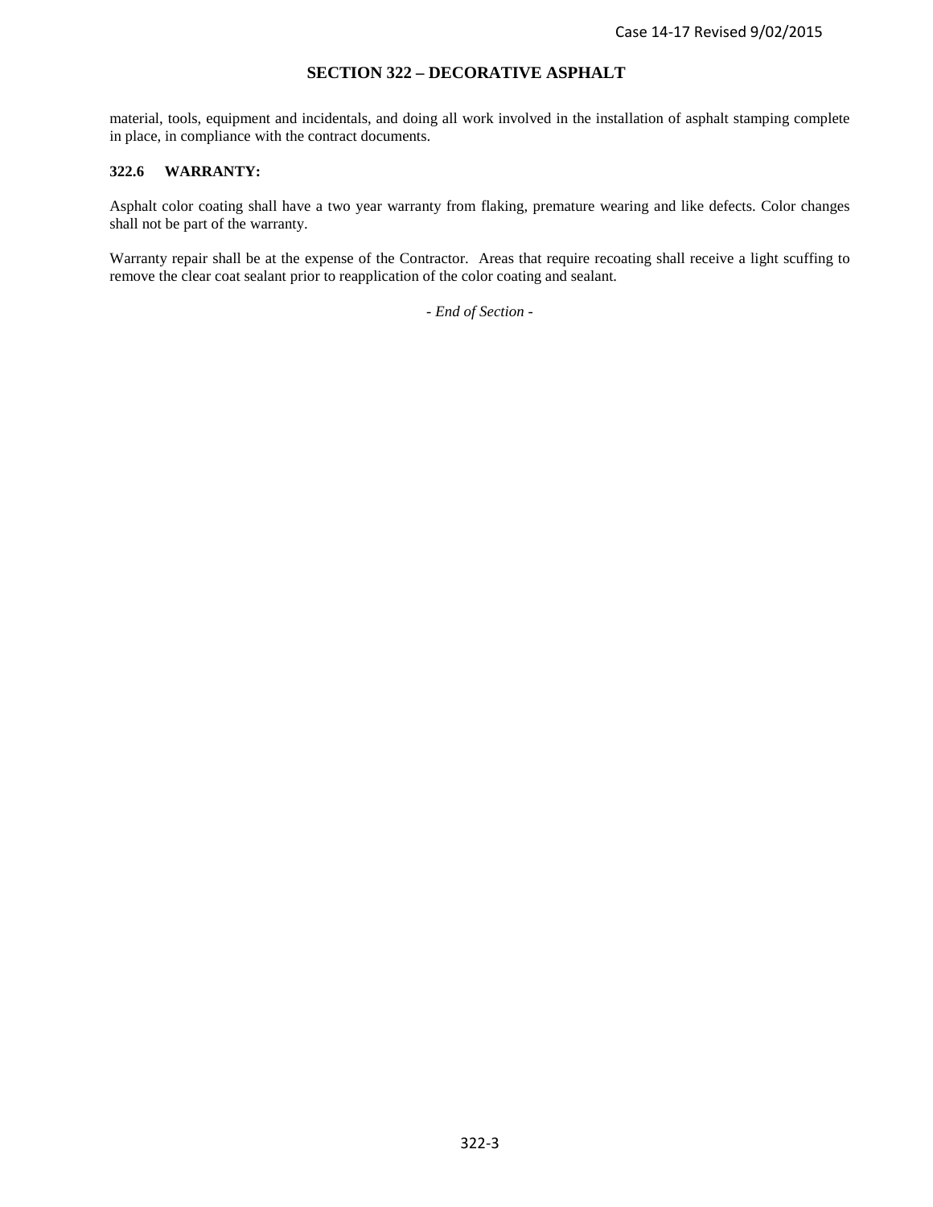material, tools, equipment and incidentals, and doing all work involved in the installation of asphalt stamping complete in place, in compliance with the contract documents.

### 322.6 WARRANTY:

Asphalt color coating shall have a two year warranty from flaking, premature wearing and like defects. Color changes shall not be part of the warranty.

Warranty repair shall be at the expense of the Contractor. Areas that require recoating shall receive a light scuffing to remove the clear coat sealant prior to reapplication of the color coating and sealant.

*- End of Section -*